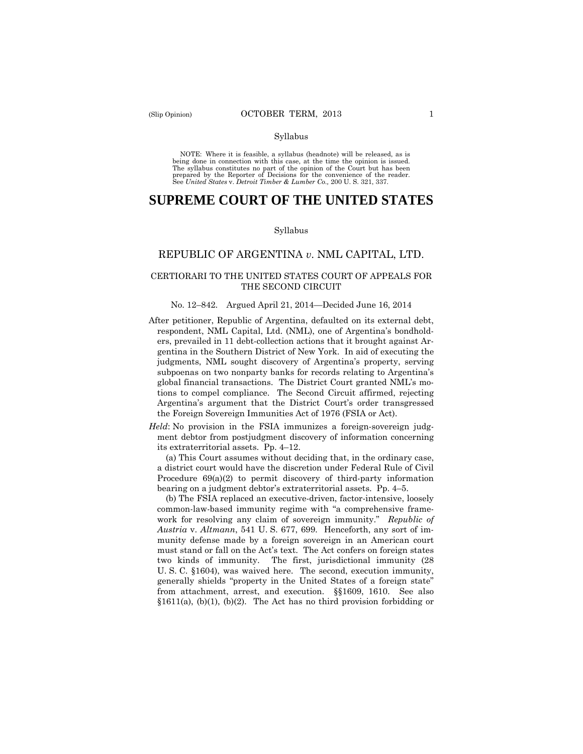Syllabus

NOTE: Where it is feasible, a syllabus (headnote) will be released, as is being done in connection with this case, at the time the opinion is issued. The syllabus constitutes no part of the opinion of the Court but has been prepared by the Reporter of Decisions for the convenience of the reader. See *United States* v. *Detroit Timber & Lumber Co.,* 200 U. S. 321, 337.

# SUPREME COURT OF THE UNITED STATES

Syllabus

## REPUBLIC OF ARGENTINA *v.* NML CAPITAL, LTD.

### CERTIORARI TO THE UNITED STATES COURT OF APPEALS FOR THE SECOND CIRCUIT

No. 12–842. Argued April 21, 2014—Decided June 16, 2014

After petitioner, Republic of Argentina, defaulted on its external debt, respondent, NML Capital, Ltd. (NML), one of Argentina's bondholders, prevailed in 11 debt-collection actions that it brought against Argentina in the Southern District of New York. In aid of executing the judgments, NML sought discovery of Argentina's property, serving subpoenas on two nonparty banks for records relating to Argentina's global financial transactions. The District Court granted NML's motions to compel compliance. The Second Circuit affirmed, rejecting Argentina's argument that the District Court's order transgressed the Foreign Sovereign Immunities Act of 1976 (FSIA or Act).

*Held*: No provision in the FSIA immunizes a foreign-sovereign judgment debtor from postjudgment discovery of information concerning its extraterritorial assets. Pp. 4–12.

(a) This Court assumes without deciding that, in the ordinary case, a district court would have the discretion under Federal Rule of Civil Procedure 69(a)(2) to permit discovery of third-party information bearing on a judgment debtor's extraterritorial assets. Pp. 4–5.

(b) The FSIA replaced an executive-driven, factor-intensive, loosely common-law-based immunity regime with "a comprehensive framework for resolving any claim of sovereign immunity." *Republic of Austria* v. *Altmann*, 541 U. S. 677, 699. Henceforth, any sort of immunity defense made by a foreign sovereign in an American court must stand or fall on the Act's text. The Act confers on foreign states two kinds of immunity. The first, jurisdictional immunity (28 U. S. C. §1604), was waived here. The second, execution immunity, generally shields "property in the United States of a foreign state" from attachment, arrest, and execution. §§1609, 1610. See also §1611(a), (b)(1), (b)(2). The Act has no third provision forbidding or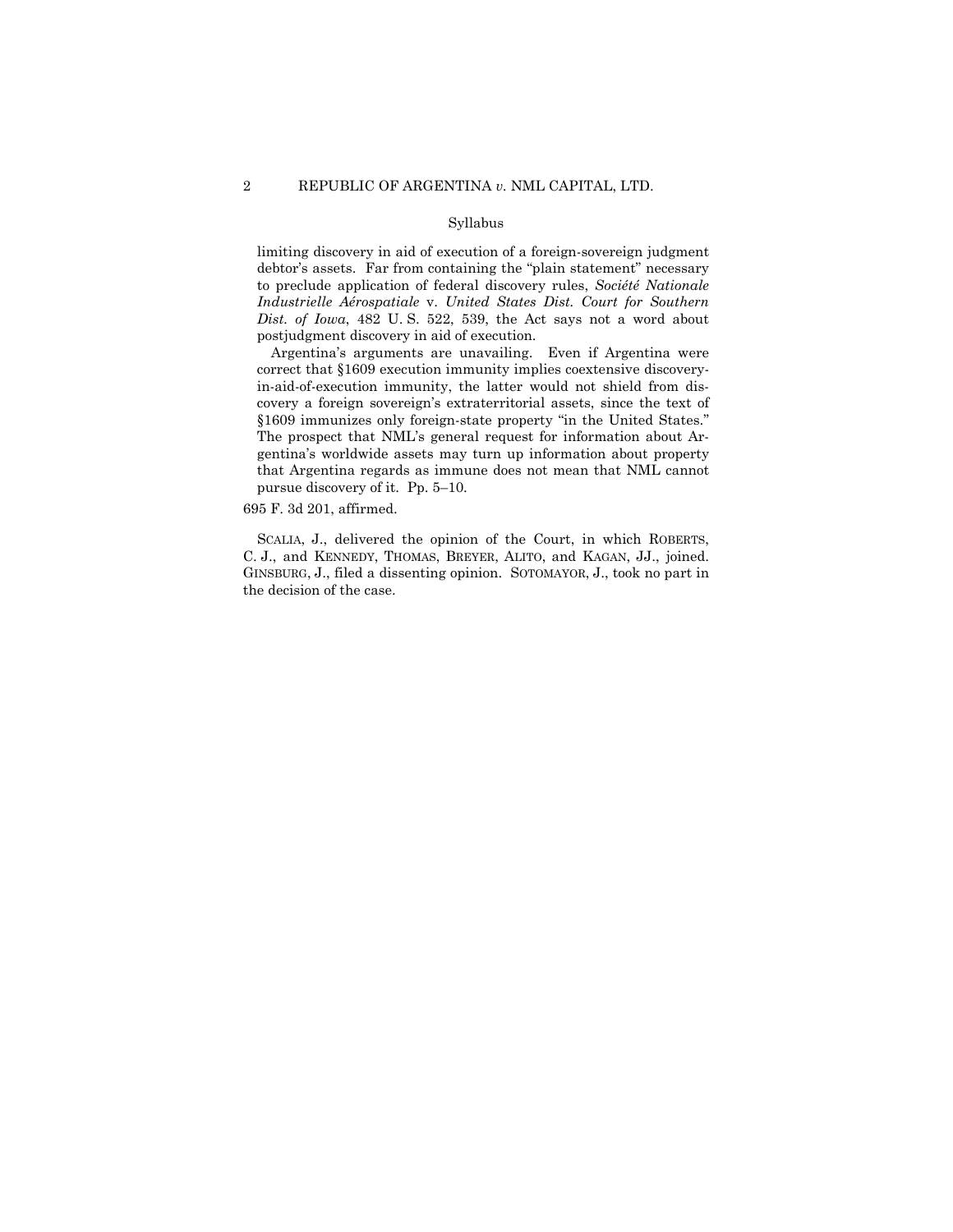Syllabus

limiting discovery in aid of execution of a foreign-sovereign judgment debtor's assets. Far from containing the "plain statement" necessary to preclude application of federal discovery rules, *Société Nationale Industrielle Aérospatiale* v. *United States Dist. Court for Southern Dist. of Iowa*, 482 U. S. 522, 539, the Act says not a word about postjudgment discovery in aid of execution.

Argentina's arguments are unavailing. Even if Argentina were correct that §1609 execution immunity implies coextensive discovery-in-aid-of-execution immunity, the latter would not shield from discovery a foreign sovereign's extraterritorial assets, since the text of §1609 immunizes only foreign-state property "in the United States." The prospect that NML's general request for information about Argentina's worldwide assets may turn up information about property that Argentina regards as immune does not mean that NML cannot pursue discovery of it. Pp. 5–10.

695 F. 3d 201, affirmed.

SCALIA, J., delivered the opinion of the Court, in which ROBERTS, C. J., and KENNEDY, THOMAS, BREYER, ALITO, and KAGAN, JJ., joined. GINSBURG, J., filed a dissenting opinion. SOTOMAYOR, J., took no part in the decision of the case.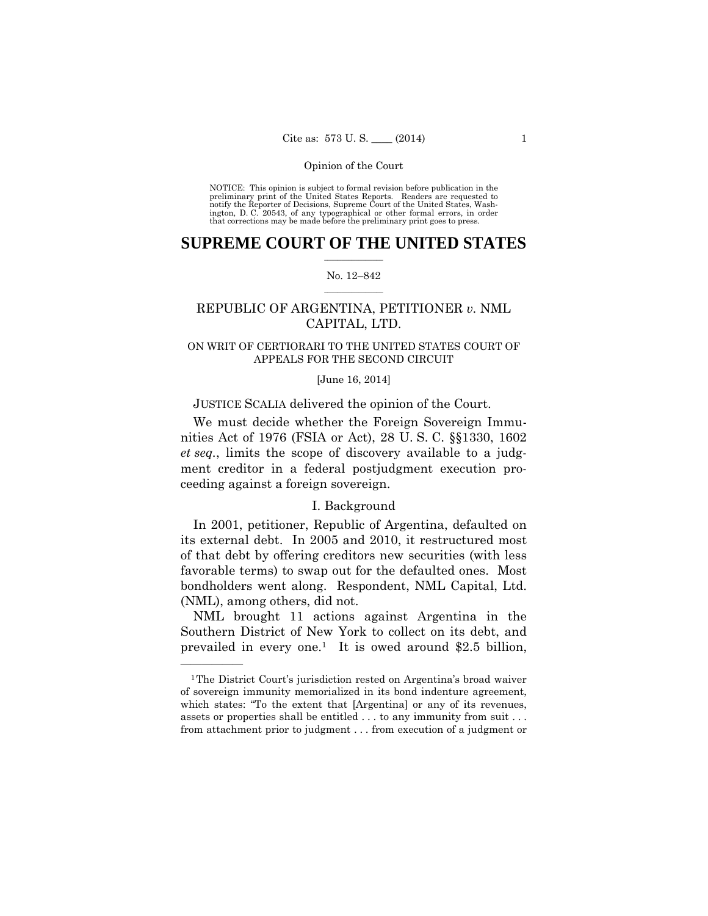Opinion of the Court

NOTICE: This opinion is subject to formal revision before publication in the preliminary print of the United States Reports. Readers are requested to notify the Reporter of Decisions, Supreme Court of the United States, Washington, D. C. 20543, of any typographical or other formal errors, in order that corrections may be made before the preliminary print goes to press.

# SUPREME COURT OF THE UNITED STATES

No. 12–842

## REPUBLIC OF ARGENTINA, PETITIONER *v.* NML CAPITAL, LTD.

ON WRIT OF CERTIORARI TO THE UNITED STATES COURT OF APPEALS FOR THE SECOND CIRCUIT

[June 16, 2014]

JUSTICE SCALIA delivered the opinion of the Court.

We must decide whether the Foreign Sovereign Immunities Act of 1976 (FSIA or Act), 28 U. S. C. §§1330, 1602 *et seq.*, limits the scope of discovery available to a judgment creditor in a federal postjudgment execution proceeding against a foreign sovereign.

### I. Background

In 2001, petitioner, Republic of Argentina, defaulted on its external debt. In 2005 and 2010, it restructured most of that debt by offering creditors new securities (with less favorable terms) to swap out for the defaulted ones. Most bondholders went along. Respondent, NML Capital, Ltd. (NML), among others, did not.

NML brought 11 actions against Argentina in the Southern District of New York to collect on its debt, and prevailed in every one.[1] It is owed around $2.5 billion,

---

[1] The District Court's jurisdiction rested on Argentina's broad waiver of sovereign immunity memorialized in its bond indenture agreement, which states: "To the extent that [Argentina] or any of its revenues, assets or properties shall be entitled . . . to any immunity from suit . . . from attachment prior to judgment . . . from execution of a judgment or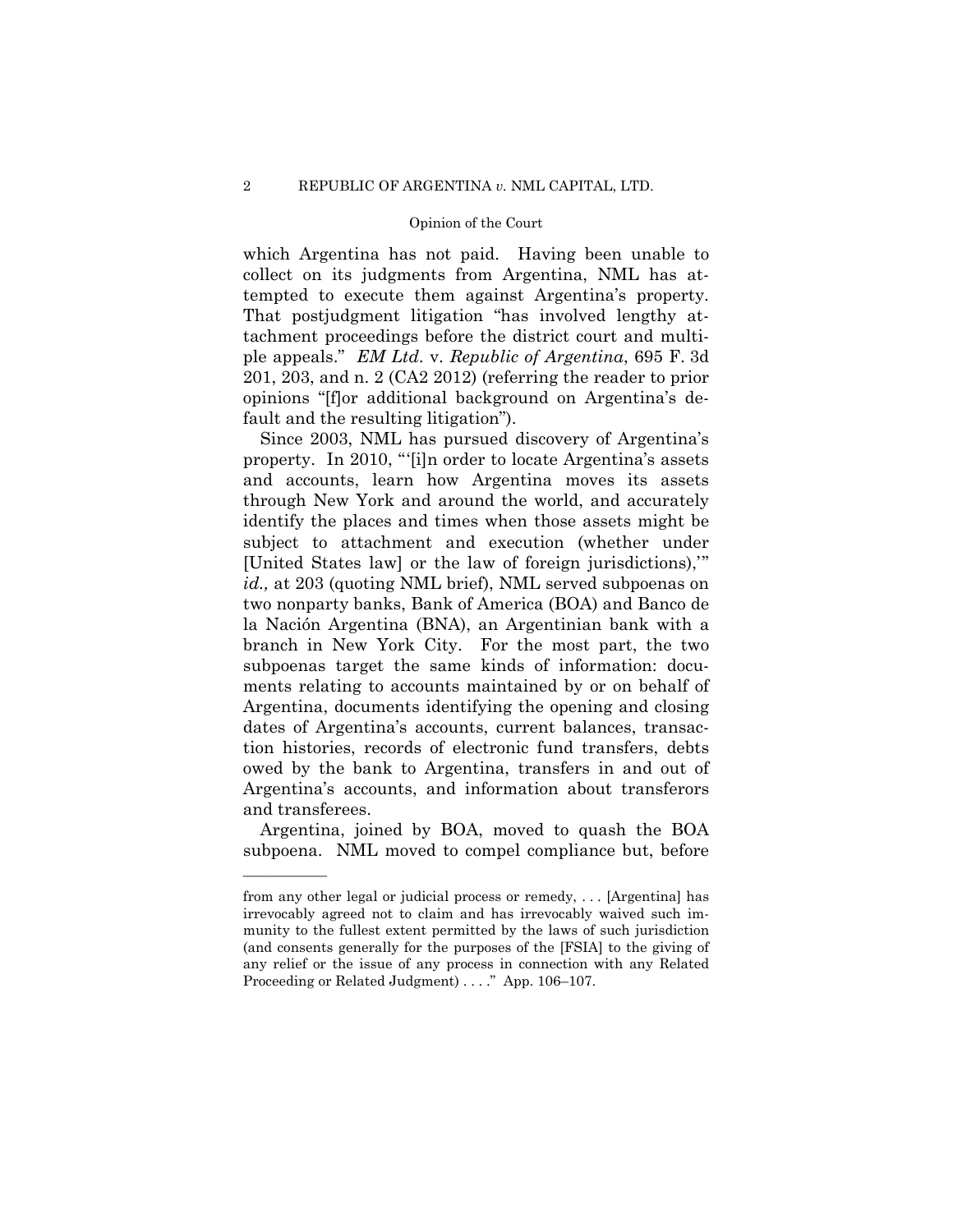which Argentina has not paid. Having been unable to collect on its judgments from Argentina, NML has attempted to execute them against Argentina's property. That postjudgment litigation "has involved lengthy attachment proceedings before the district court and multiple appeals." *EM Ltd.* v. *Republic of Argentina*, 695 F. 3d 201, 203, and n. 2 (CA2 2012) (referring the reader to prior opinions "[f]or additional background on Argentina's default and the resulting litigation").

Since 2003, NML has pursued discovery of Argentina's property. In 2010, "'[i]n order to locate Argentina's assets and accounts, learn how Argentina moves its assets through New York and around the world, and accurately identify the places and times when those assets might be subject to attachment and execution (whether under [United States law] or the law of foreign jurisdictions),'" *id.,* at 203 (quoting NML brief), NML served subpoenas on two nonparty banks, Bank of America (BOA) and Banco de la Nación Argentina (BNA), an Argentinian bank with a branch in New York City. For the most part, the two subpoenas target the same kinds of information: documents relating to accounts maintained by or on behalf of Argentina, documents identifying the opening and closing dates of Argentina's accounts, current balances, transaction histories, records of electronic fund transfers, debts owed by the bank to Argentina, transfers in and out of Argentina's accounts, and information about transferors and transferees.

Argentina, joined by BOA, moved to quash the BOA subpoena. NML moved to compel compliance but, before

---

from any other legal or judicial process or remedy, . . . [Argentina] has irrevocably agreed not to claim and has irrevocably waived such immunity to the fullest extent permitted by the laws of such jurisdiction (and consents generally for the purposes of the [FSIA] to the giving of any relief or the issue of any process in connection with any Related Proceeding or Related Judgment) . . . ." App. 106–107.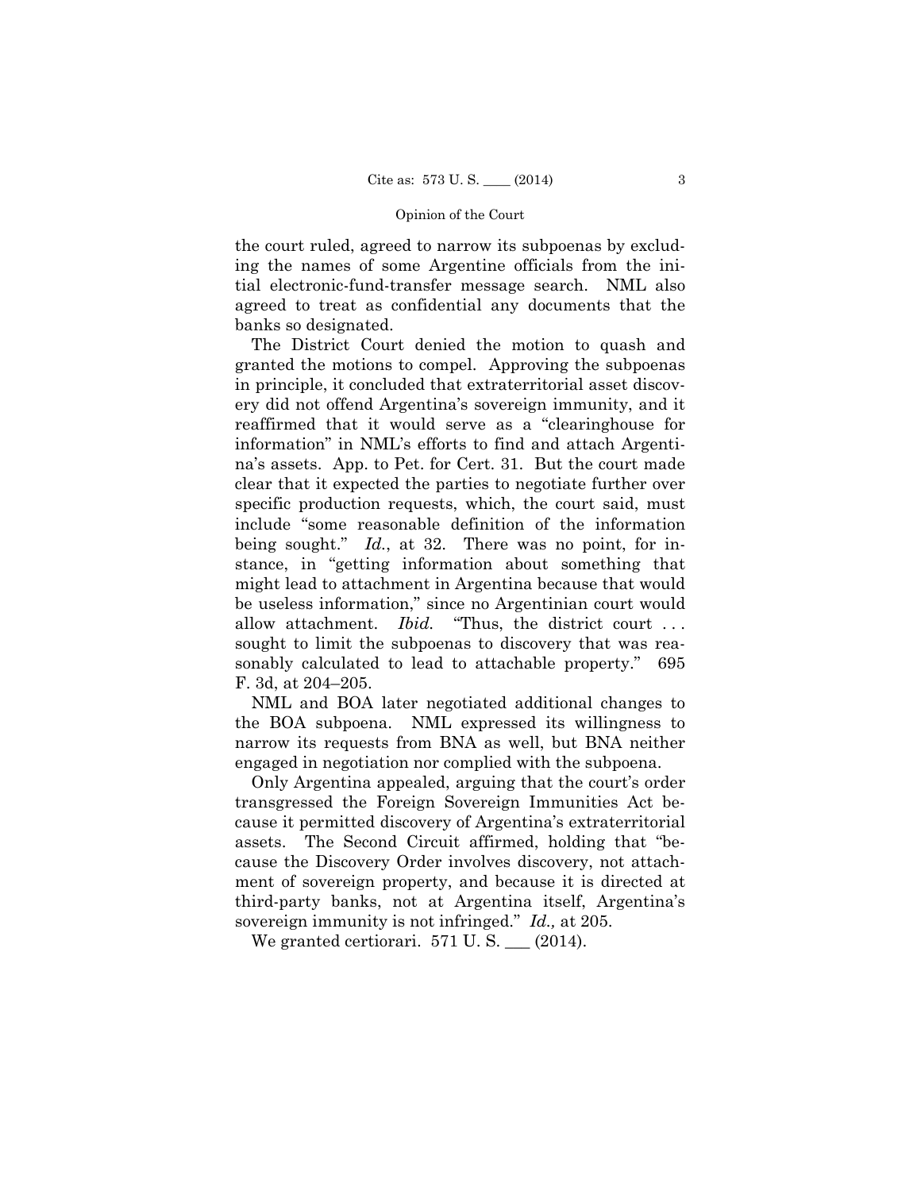the court ruled, agreed to narrow its subpoenas by excluding the names of some Argentine officials from the initial electronic-fund-transfer message search. NML also agreed to treat as confidential any documents that the banks so designated.

The District Court denied the motion to quash and granted the motions to compel. Approving the subpoenas in principle, it concluded that extraterritorial asset discovery did not offend Argentina's sovereign immunity, and it reaffirmed that it would serve as a "clearinghouse for information" in NML's efforts to find and attach Argentina's assets. App. to Pet. for Cert. 31. But the court made clear that it expected the parties to negotiate further over specific production requests, which, the court said, must include "some reasonable definition of the information being sought." *Id.*, at 32. There was no point, for instance, in "getting information about something that might lead to attachment in Argentina because that would be useless information," since no Argentinian court would allow attachment. *Ibid.* "Thus, the district court . . . sought to limit the subpoenas to discovery that was reasonably calculated to lead to attachable property." 695 F. 3d, at 204–205.

NML and BOA later negotiated additional changes to the BOA subpoena. NML expressed its willingness to narrow its requests from BNA as well, but BNA neither engaged in negotiation nor complied with the subpoena.

Only Argentina appealed, arguing that the court's order transgressed the Foreign Sovereign Immunities Act because it permitted discovery of Argentina's extraterritorial assets. The Second Circuit affirmed, holding that "because the Discovery Order involves discovery, not attachment of sovereign property, and because it is directed at third-party banks, not at Argentina itself, Argentina's sovereign immunity is not infringed." *Id.,* at 205.

We granted certiorari. 571 U. S. ___ (2014).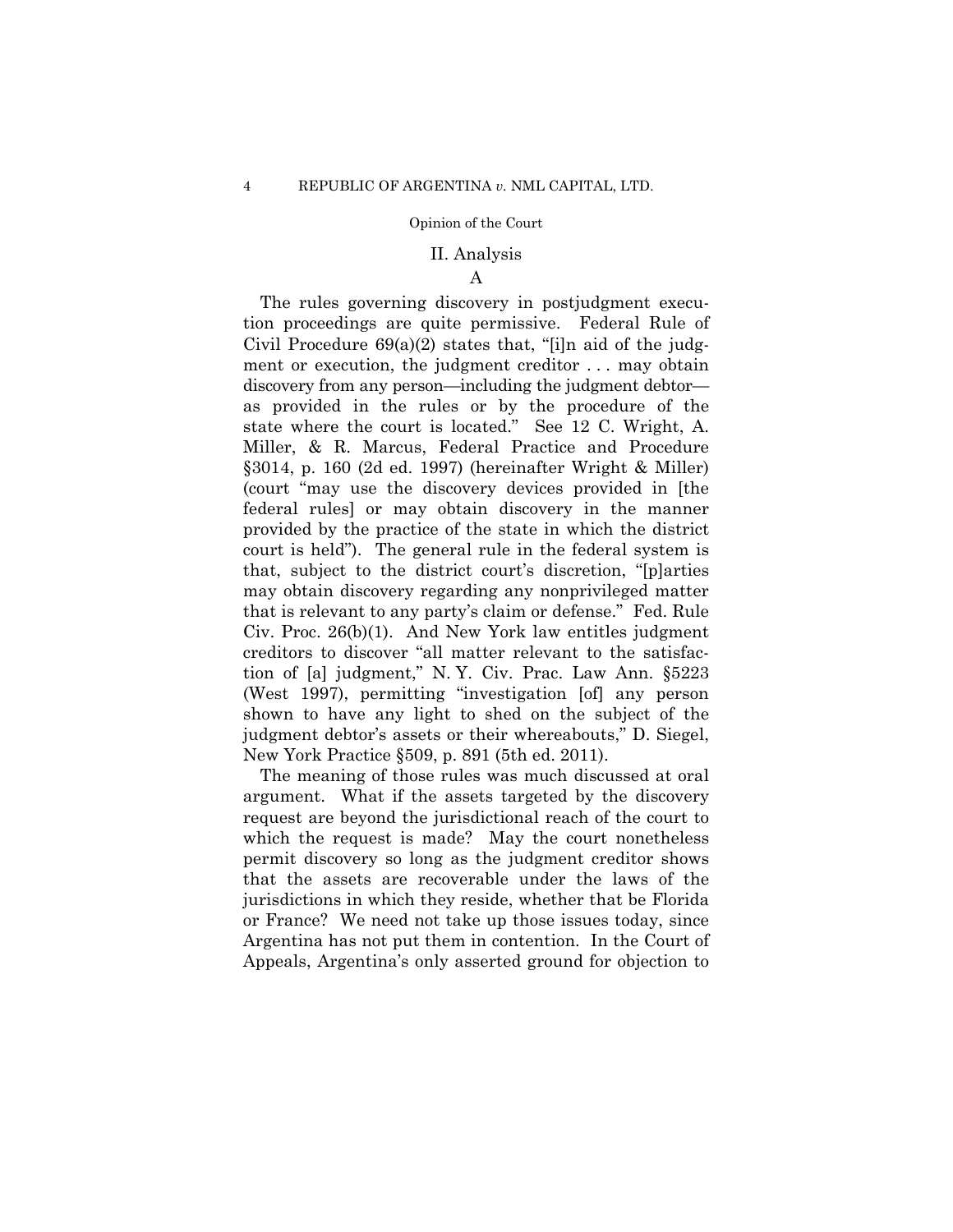## II. Analysis

### A

The rules governing discovery in postjudgment execution proceedings are quite permissive. Federal Rule of Civil Procedure 69(a)(2) states that, "[i]n aid of the judgment or execution, the judgment creditor . . . may obtain discovery from any person—including the judgment debtor—as provided in the rules or by the procedure of the state where the court is located." See 12 C. Wright, A. Miller, & R. Marcus, Federal Practice and Procedure §3014, p. 160 (2d ed. 1997) (hereinafter Wright & Miller) (court "may use the discovery devices provided in [the federal rules] or may obtain discovery in the manner provided by the practice of the state in which the district court is held"). The general rule in the federal system is that, subject to the district court's discretion, "[p]arties may obtain discovery regarding any nonprivileged matter that is relevant to any party's claim or defense." Fed. Rule Civ. Proc. 26(b)(1). And New York law entitles judgment creditors to discover "all matter relevant to the satisfaction of [a] judgment," N. Y. Civ. Prac. Law Ann. §5223 (West 1997), permitting "investigation [of] any person shown to have any light to shed on the subject of the judgment debtor's assets or their whereabouts," D. Siegel, New York Practice §509, p. 891 (5th ed. 2011).

The meaning of those rules was much discussed at oral argument. What if the assets targeted by the discovery request are beyond the jurisdictional reach of the court to which the request is made? May the court nonetheless permit discovery so long as the judgment creditor shows that the assets are recoverable under the laws of the jurisdictions in which they reside, whether that be Florida or France? We need not take up those issues today, since Argentina has not put them in contention. In the Court of Appeals, Argentina's only asserted ground for objection to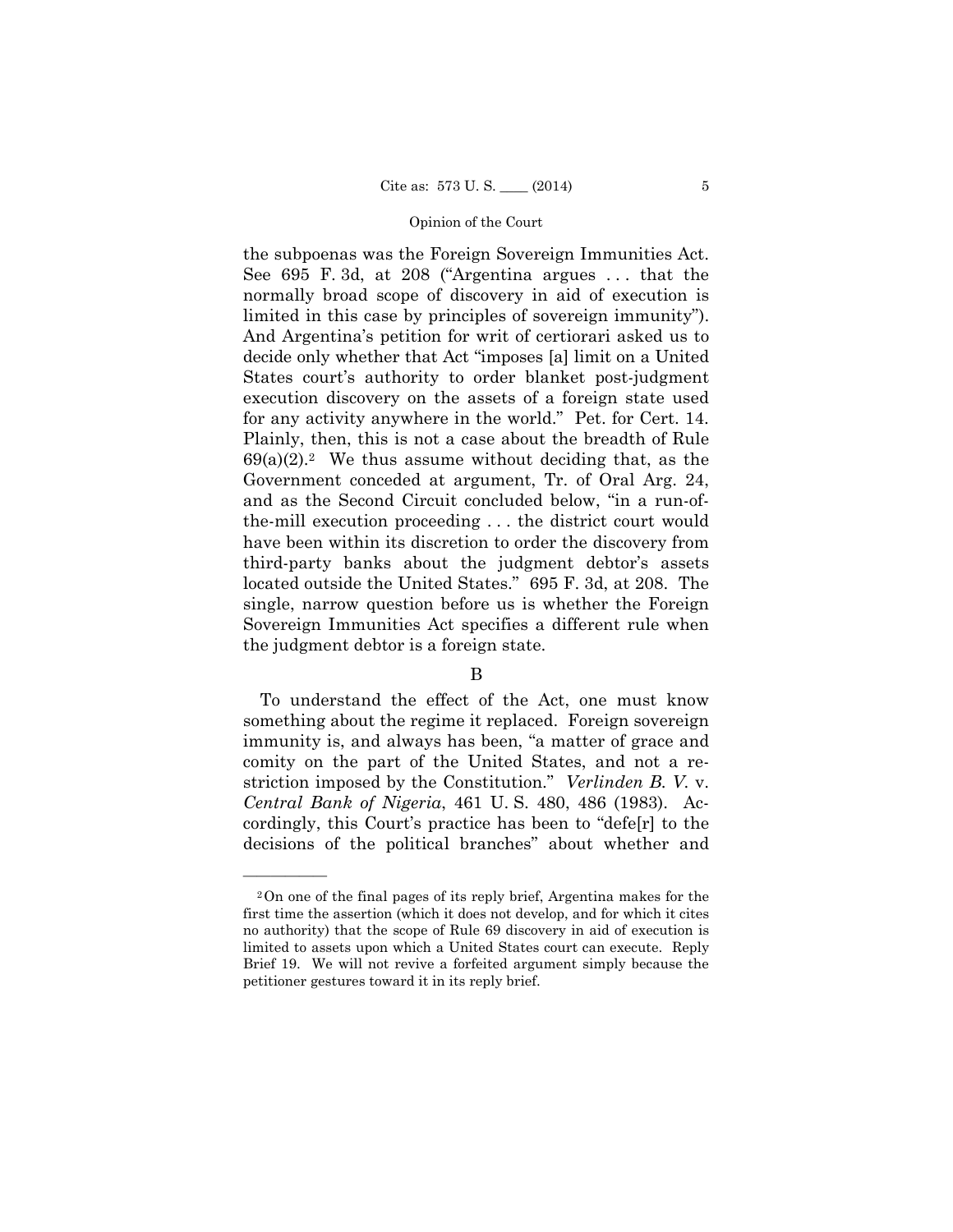the subpoenas was the Foreign Sovereign Immunities Act. See 695 F. 3d, at 208 ("Argentina argues . . . that the normally broad scope of discovery in aid of execution is limited in this case by principles of sovereign immunity"). And Argentina's petition for writ of certiorari asked us to decide only whether that Act "imposes [a] limit on a United States court's authority to order blanket post-judgment execution discovery on the assets of a foreign state used for any activity anywhere in the world." Pet. for Cert. 14. Plainly, then, this is not a case about the breadth of Rule 69(a)(2).[2] We thus assume without deciding that, as the Government conceded at argument, Tr. of Oral Arg. 24, and as the Second Circuit concluded below, "in a run-of-the-mill execution proceeding . . . the district court would have been within its discretion to order the discovery from third-party banks about the judgment debtor's assets located outside the United States." 695 F. 3d, at 208. The single, narrow question before us is whether the Foreign Sovereign Immunities Act specifies a different rule when the judgment debtor is a foreign state.

B

To understand the effect of the Act, one must know something about the regime it replaced. Foreign sovereign immunity is, and always has been, "a matter of grace and comity on the part of the United States, and not a restriction imposed by the Constitution." *Verlinden B. V.* v. *Central Bank of Nigeria*, 461 U. S. 480, 486 (1983). Accordingly, this Court's practice has been to "defe[r] to the decisions of the political branches" about whether and

---

[2] On one of the final pages of its reply brief, Argentina makes for the first time the assertion (which it does not develop, and for which it cites no authority) that the scope of Rule 69 discovery in aid of execution is limited to assets upon which a United States court can execute. Reply Brief 19. We will not revive a forfeited argument simply because the petitioner gestures toward it in its reply brief.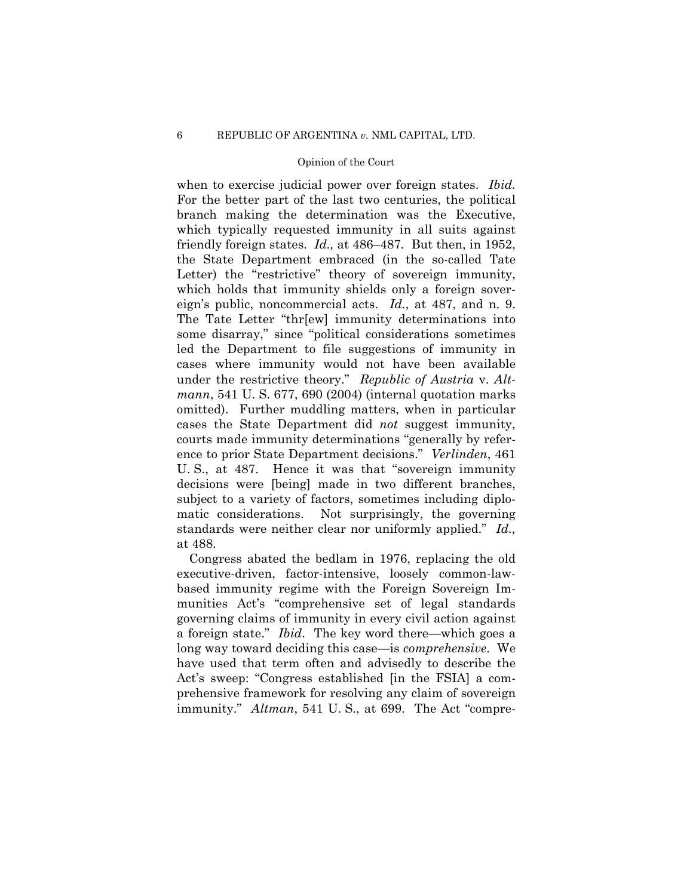when to exercise judicial power over foreign states. *Ibid.* For the better part of the last two centuries, the political branch making the determination was the Executive, which typically requested immunity in all suits against friendly foreign states. *Id.,* at 486–487. But then, in 1952, the State Department embraced (in the so-called Tate Letter) the "restrictive" theory of sovereign immunity, which holds that immunity shields only a foreign sovereign's public, noncommercial acts. *Id.*, at 487, and n. 9. The Tate Letter "thr[ew] immunity determinations into some disarray," since "political considerations sometimes led the Department to file suggestions of immunity in cases where immunity would not have been available under the restrictive theory." *Republic of Austria* v. *Altmann*, 541 U. S. 677, 690 (2004) (internal quotation marks omitted). Further muddling matters, when in particular cases the State Department did *not* suggest immunity, courts made immunity determinations "generally by reference to prior State Department decisions." *Verlinden*, 461 U. S., at 487. Hence it was that "sovereign immunity decisions were [being] made in two different branches, subject to a variety of factors, sometimes including diplomatic considerations. Not surprisingly, the governing standards were neither clear nor uniformly applied." *Id.,* at 488.

Congress abated the bedlam in 1976, replacing the old executive-driven, factor-intensive, loosely common-law-based immunity regime with the Foreign Sovereign Immunities Act's "comprehensive set of legal standards governing claims of immunity in every civil action against a foreign state." *Ibid*. The key word there—which goes a long way toward deciding this case—is *comprehensive*. We have used that term often and advisedly to describe the Act's sweep: "Congress established [in the FSIA] a comprehensive framework for resolving any claim of sovereign immunity." *Altman*, 541 U. S., at 699. The Act "compre-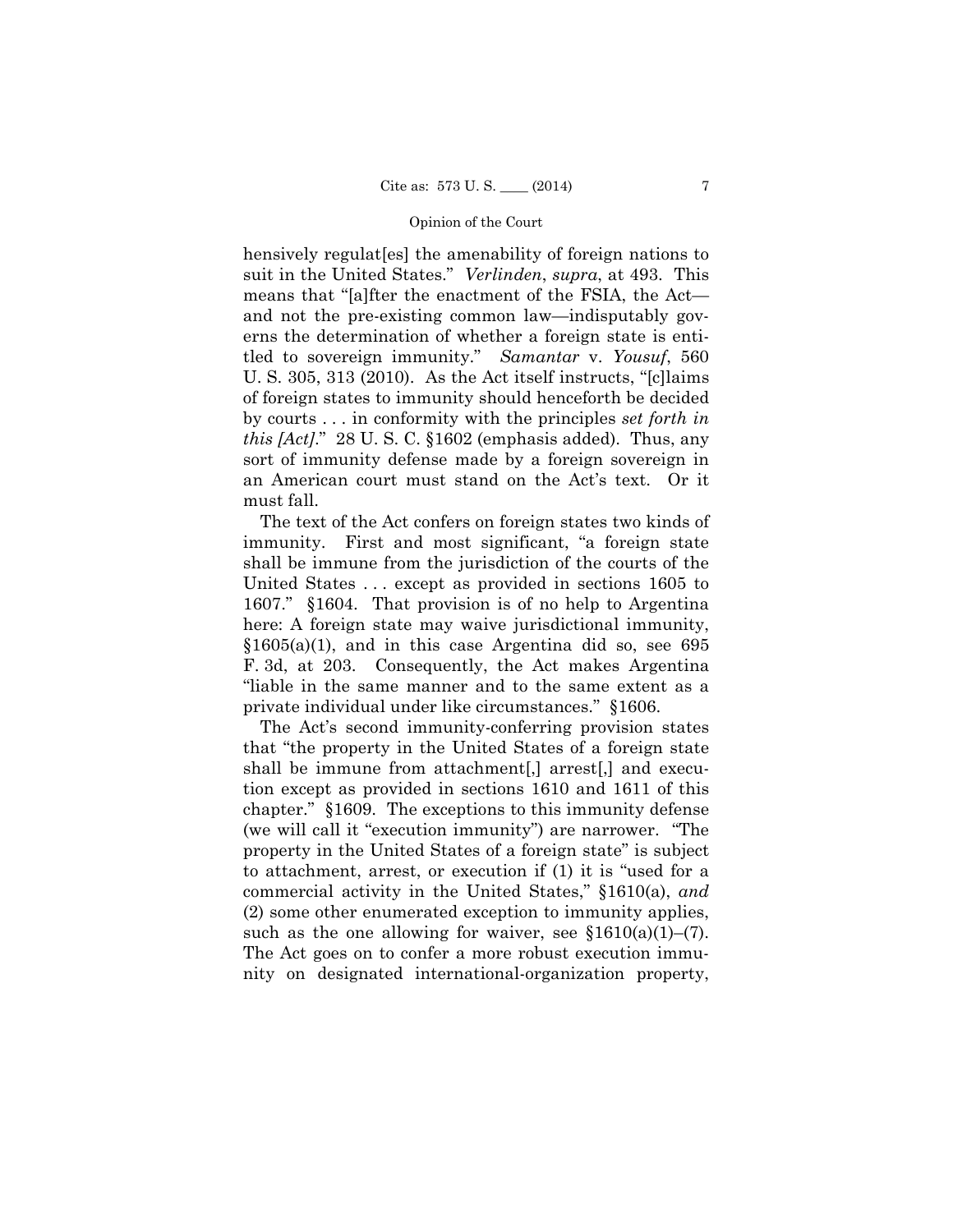hensively regulat[es] the amenability of foreign nations to suit in the United States." *Verlinden*, *supra*, at 493. This means that "[a]fter the enactment of the FSIA, the Act—and not the pre-existing common law—indisputably governs the determination of whether a foreign state is entitled to sovereign immunity." *Samantar* v. *Yousuf*, 560 U. S. 305, 313 (2010). As the Act itself instructs, "[c]laims of foreign states to immunity should henceforth be decided by courts . . . in conformity with the principles *set forth in this [Act]*." 28 U. S. C. §1602 (emphasis added). Thus, any sort of immunity defense made by a foreign sovereign in an American court must stand on the Act's text. Or it must fall.

The text of the Act confers on foreign states two kinds of immunity. First and most significant, "a foreign state shall be immune from the jurisdiction of the courts of the United States . . . except as provided in sections 1605 to 1607." §1604. That provision is of no help to Argentina here: A foreign state may waive jurisdictional immunity, §1605(a)(1), and in this case Argentina did so, see 695 F. 3d, at 203. Consequently, the Act makes Argentina "liable in the same manner and to the same extent as a private individual under like circumstances." §1606.

The Act's second immunity-conferring provision states that "the property in the United States of a foreign state shall be immune from attachment[,] arrest[,] and execution except as provided in sections 1610 and 1611 of this chapter." §1609. The exceptions to this immunity defense (we will call it "execution immunity") are narrower. "The property in the United States of a foreign state" is subject to attachment, arrest, or execution if (1) it is "used for a commercial activity in the United States," §1610(a), *and* (2) some other enumerated exception to immunity applies, such as the one allowing for waiver, see §1610(a)(1)–(7). The Act goes on to confer a more robust execution immunity on designated international-organization property,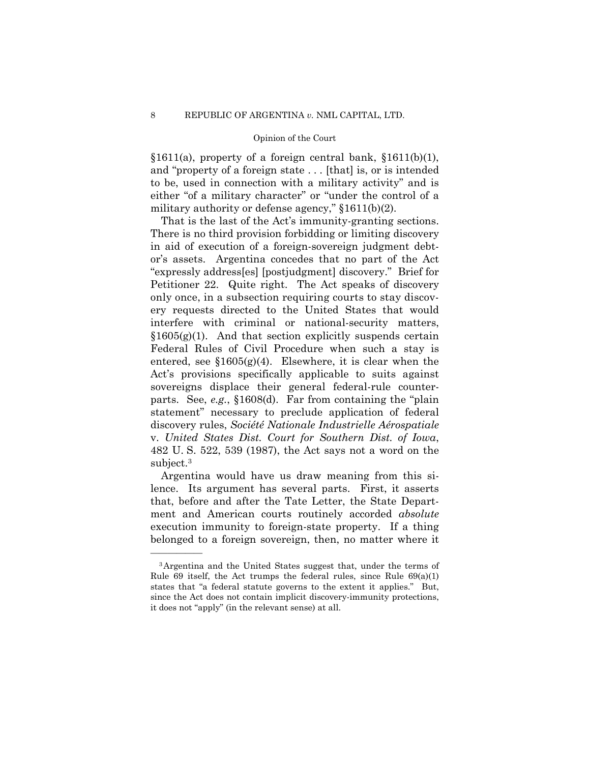§1611(a), property of a foreign central bank, §1611(b)(1), and "property of a foreign state . . . [that] is, or is intended to be, used in connection with a military activity" and is either "of a military character" or "under the control of a military authority or defense agency," §1611(b)(2).

That is the last of the Act's immunity-granting sections. There is no third provision forbidding or limiting discovery in aid of execution of a foreign-sovereign judgment debtor's assets. Argentina concedes that no part of the Act "expressly address[es] [postjudgment] discovery." Brief for Petitioner 22. Quite right. The Act speaks of discovery only once, in a subsection requiring courts to stay discovery requests directed to the United States that would interfere with criminal or national-security matters, §1605(g)(1). And that section explicitly suspends certain Federal Rules of Civil Procedure when such a stay is entered, see §1605(g)(4). Elsewhere, it is clear when the Act's provisions specifically applicable to suits against sovereigns displace their general federal-rule counterparts. See, *e.g.*, §1608(d). Far from containing the "plain statement" necessary to preclude application of federal discovery rules, *Société Nationale Industrielle Aérospatiale* v. *United States Dist. Court for Southern Dist. of Iowa*, 482 U. S. 522, 539 (1987), the Act says not a word on the subject.[3]

Argentina would have us draw meaning from this silence. Its argument has several parts. First, it asserts that, before and after the Tate Letter, the State Department and American courts routinely accorded *absolute* execution immunity to foreign-state property. If a thing belonged to a foreign sovereign, then, no matter where it

---

[3] Argentina and the United States suggest that, under the terms of Rule 69 itself, the Act trumps the federal rules, since Rule 69(a)(1) states that "a federal statute governs to the extent it applies." But, since the Act does not contain implicit discovery-immunity protections, it does not "apply" (in the relevant sense) at all.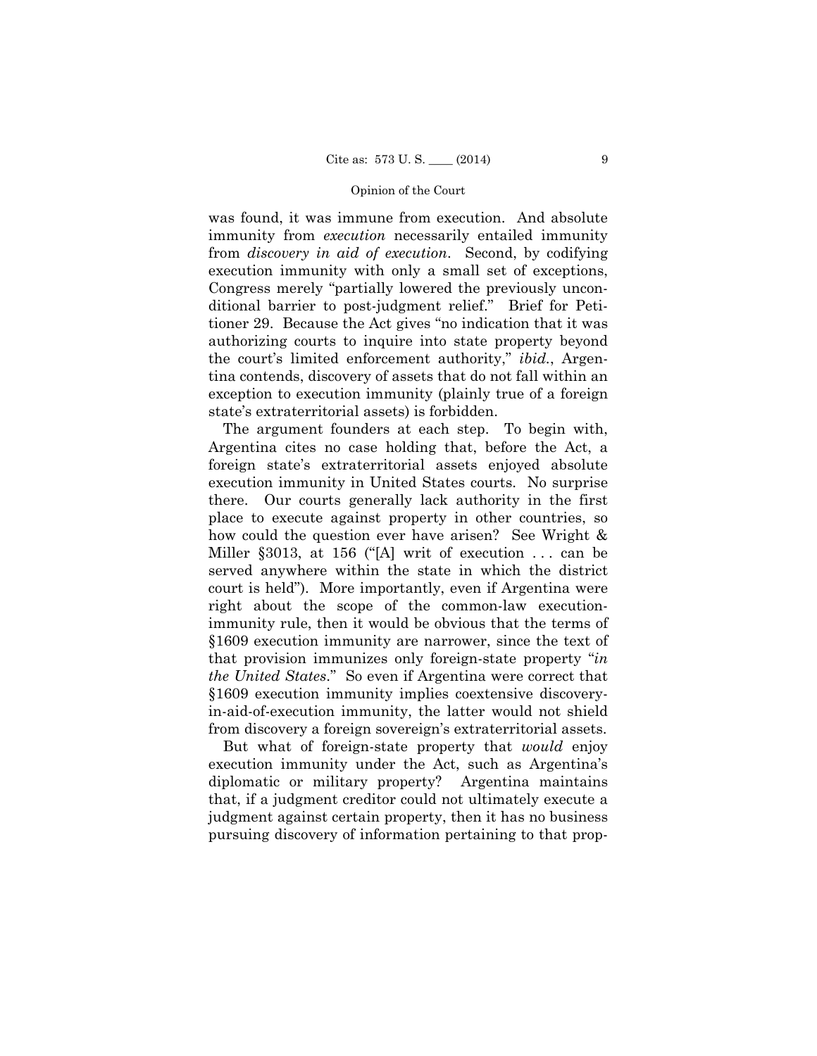was found, it was immune from execution. And absolute immunity from *execution* necessarily entailed immunity from *discovery in aid of execution*. Second, by codifying execution immunity with only a small set of exceptions, Congress merely "partially lowered the previously unconditional barrier to post-judgment relief." Brief for Petitioner 29. Because the Act gives "no indication that it was authorizing courts to inquire into state property beyond the court's limited enforcement authority," *ibid.*, Argentina contends, discovery of assets that do not fall within an exception to execution immunity (plainly true of a foreign state's extraterritorial assets) is forbidden.

The argument founders at each step. To begin with, Argentina cites no case holding that, before the Act, a foreign state's extraterritorial assets enjoyed absolute execution immunity in United States courts. No surprise there. Our courts generally lack authority in the first place to execute against property in other countries, so how could the question ever have arisen? See Wright & Miller §3013, at 156 ("[A] writ of execution . . . can be served anywhere within the state in which the district court is held"). More importantly, even if Argentina were right about the scope of the common-law execution-immunity rule, then it would be obvious that the terms of §1609 execution immunity are narrower, since the text of that provision immunizes only foreign-state property "*in the United States*." So even if Argentina were correct that §1609 execution immunity implies coextensive discovery-in-aid-of-execution immunity, the latter would not shield from discovery a foreign sovereign's extraterritorial assets.

But what of foreign-state property that *would* enjoy execution immunity under the Act, such as Argentina's diplomatic or military property? Argentina maintains that, if a judgment creditor could not ultimately execute a judgment against certain property, then it has no business pursuing discovery of information pertaining to that prop-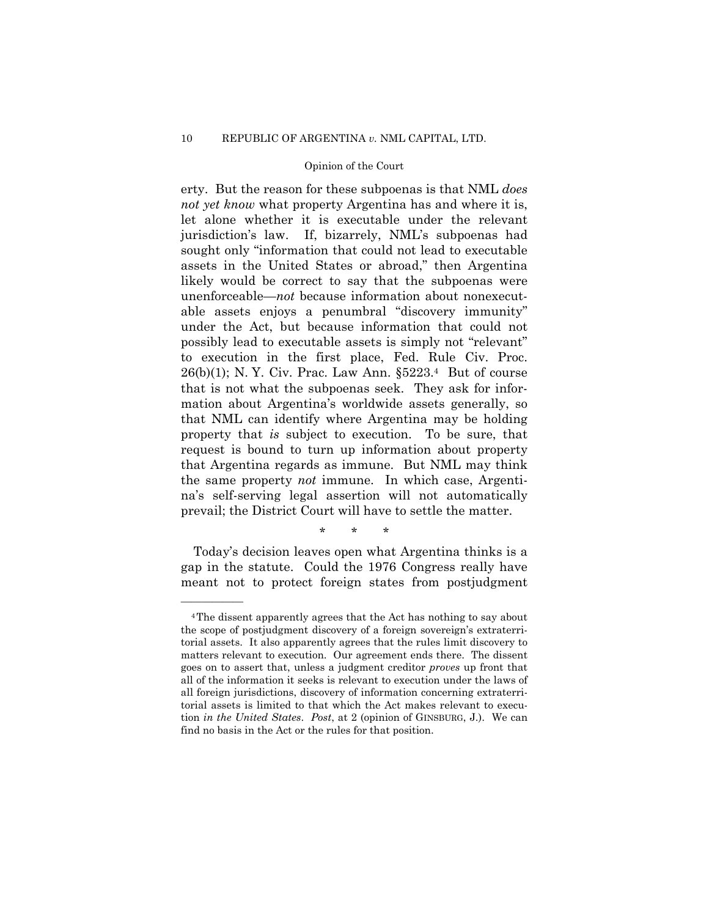erty. But the reason for these subpoenas is that NML *does not yet know* what property Argentina has and where it is, let alone whether it is executable under the relevant jurisdiction's law. If, bizarrely, NML's subpoenas had sought only "information that could not lead to executable assets in the United States or abroad," then Argentina likely would be correct to say that the subpoenas were unenforceable—*not* because information about nonexecutable assets enjoys a penumbral "discovery immunity" under the Act, but because information that could not possibly lead to executable assets is simply not "relevant" to execution in the first place, Fed. Rule Civ. Proc. 26(b)(1); N. Y. Civ. Prac. Law Ann. §5223.[4] But of course that is not what the subpoenas seek. They ask for information about Argentina's worldwide assets generally, so that NML can identify where Argentina may be holding property that *is* subject to execution. To be sure, that request is bound to turn up information about property that Argentina regards as immune. But NML may think the same property *not* immune. In which case, Argentina's self-serving legal assertion will not automatically prevail; the District Court will have to settle the matter.

\* \* \*

Today's decision leaves open what Argentina thinks is a gap in the statute. Could the 1976 Congress really have meant not to protect foreign states from postjudgment

---

[4] The dissent apparently agrees that the Act has nothing to say about the scope of postjudgment discovery of a foreign sovereign's extraterritorial assets. It also apparently agrees that the rules limit discovery to matters relevant to execution. Our agreement ends there. The dissent goes on to assert that, unless a judgment creditor *proves* up front that all of the information it seeks is relevant to execution under the laws of all foreign jurisdictions, discovery of information concerning extraterritorial assets is limited to that which the Act makes relevant to execution *in the United States*. *Post*, at 2 (opinion of GINSBURG, J.). We can find no basis in the Act or the rules for that position.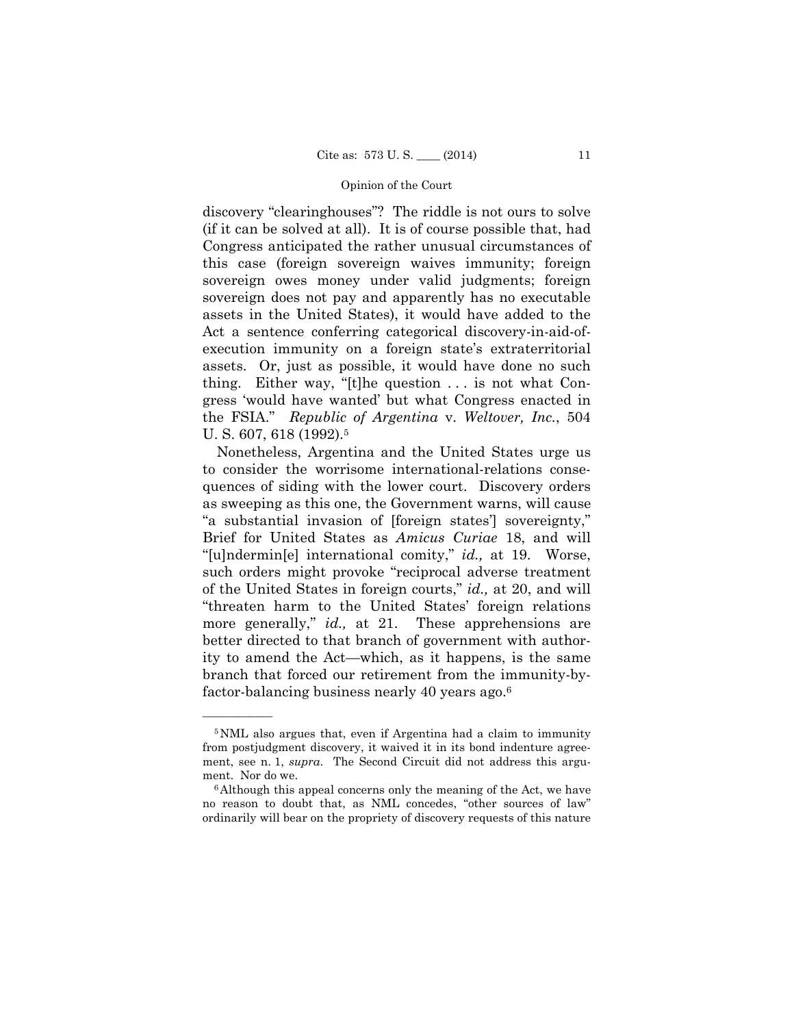discovery "clearinghouses"? The riddle is not ours to solve (if it can be solved at all). It is of course possible that, had Congress anticipated the rather unusual circumstances of this case (foreign sovereign waives immunity; foreign sovereign owes money under valid judgments; foreign sovereign does not pay and apparently has no executable assets in the United States), it would have added to the Act a sentence conferring categorical discovery-in-aid-of-execution immunity on a foreign state's extraterritorial assets. Or, just as possible, it would have done no such thing. Either way, "[t]he question . . . is not what Congress 'would have wanted' but what Congress enacted in the FSIA." *Republic of Argentina* v. *Weltover, Inc.*, 504 U. S. 607, 618 (1992).[5]

Nonetheless, Argentina and the United States urge us to consider the worrisome international-relations consequences of siding with the lower court. Discovery orders as sweeping as this one, the Government warns, will cause "a substantial invasion of [foreign states'] sovereignty," Brief for United States as *Amicus Curiae* 18, and will "[u]ndermin[e] international comity," *id.,* at 19. Worse, such orders might provoke "reciprocal adverse treatment of the United States in foreign courts," *id.,* at 20, and will "threaten harm to the United States' foreign relations more generally," *id.,* at 21. These apprehensions are better directed to that branch of government with authority to amend the Act—which, as it happens, is the same branch that forced our retirement from the immunity-by-factor-balancing business nearly 40 years ago.[6]

---

[5] NML also argues that, even if Argentina had a claim to immunity from postjudgment discovery, it waived it in its bond indenture agreement, see n. 1, *supra*. The Second Circuit did not address this argument. Nor do we.

[6] Although this appeal concerns only the meaning of the Act, we have no reason to doubt that, as NML concedes, "other sources of law" ordinarily will bear on the propriety of discovery requests of this nature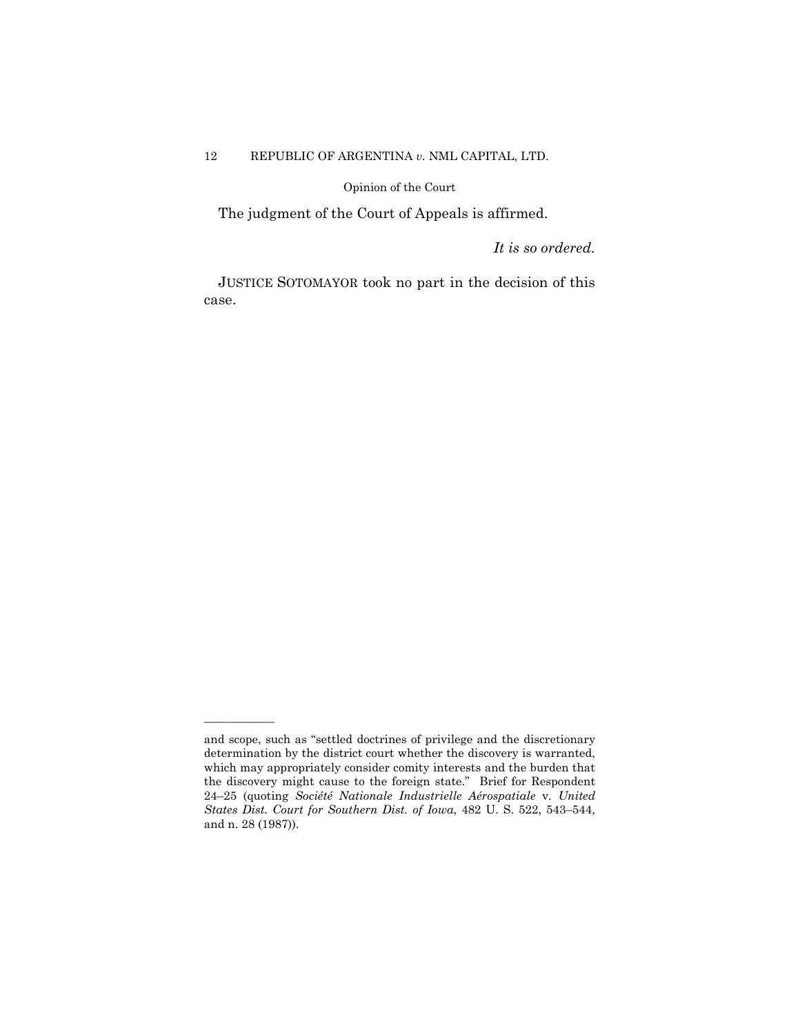The judgment of the Court of Appeals is affirmed.

*It is so ordered.*

JUSTICE SOTOMAYOR took no part in the decision of this case.

---

and scope, such as "settled doctrines of privilege and the discretionary determination by the district court whether the discovery is warranted, which may appropriately consider comity interests and the burden that the discovery might cause to the foreign state." Brief for Respondent 24–25 (quoting *Société Nationale Industrielle Aérospatiale* v. *United States Dist. Court for Southern Dist. of Iowa*, 482 U. S. 522, 543–544, and n. 28 (1987)).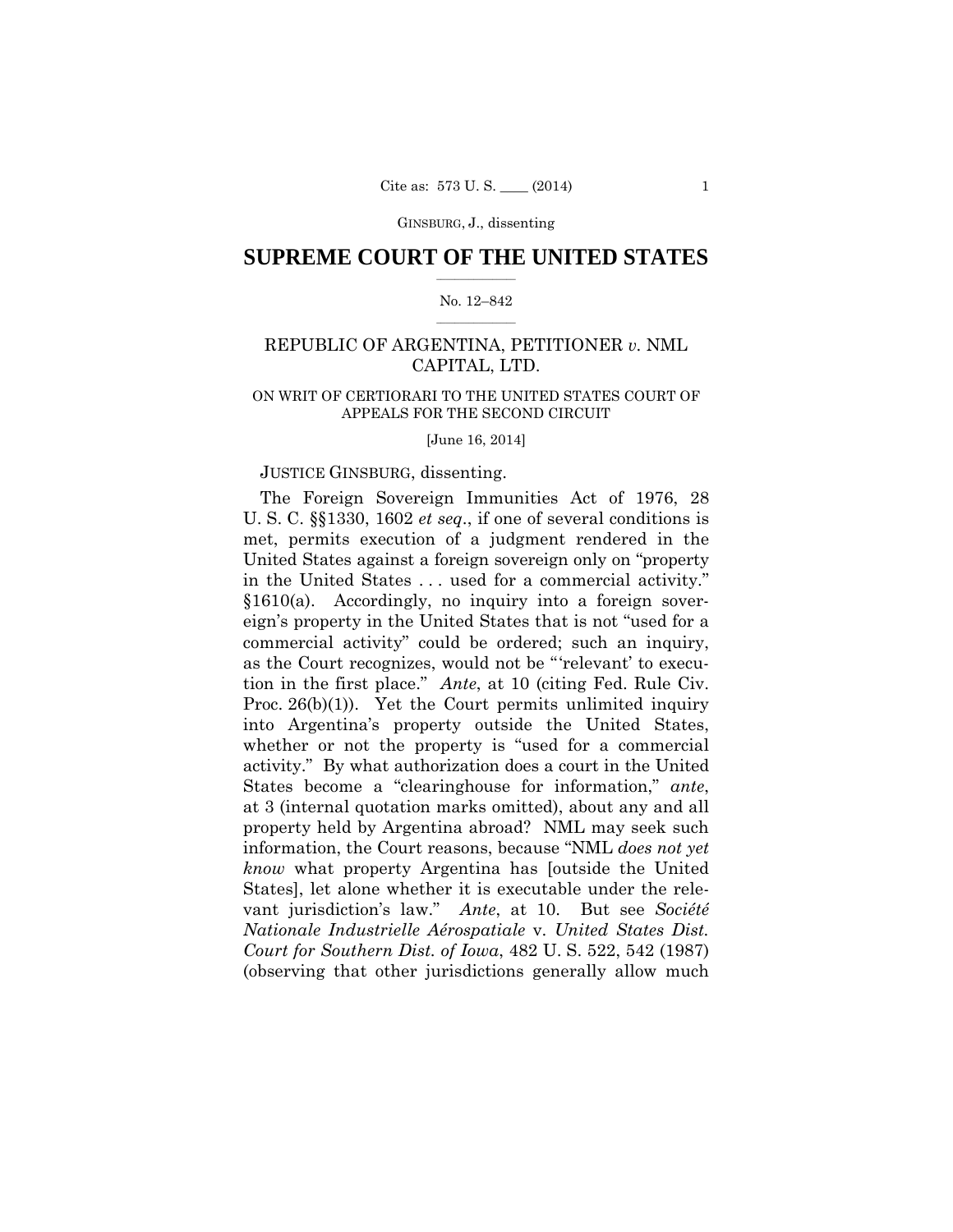GINSBURG, J., dissenting

# SUPREME COURT OF THE UNITED STATES

No. 12–842

## REPUBLIC OF ARGENTINA, PETITIONER *v.* NML CAPITAL, LTD.

ON WRIT OF CERTIORARI TO THE UNITED STATES COURT OF APPEALS FOR THE SECOND CIRCUIT

[June 16, 2014]

JUSTICE GINSBURG, dissenting.

The Foreign Sovereign Immunities Act of 1976, 28 U. S. C. §§1330, 1602 *et seq*., if one of several conditions is met, permits execution of a judgment rendered in the United States against a foreign sovereign only on "property in the United States . . . used for a commercial activity." §1610(a). Accordingly, no inquiry into a foreign sovereign's property in the United States that is not "used for a commercial activity" could be ordered; such an inquiry, as the Court recognizes, would not be "'relevant' to execution in the first place." *Ante*, at 10 (citing Fed. Rule Civ. Proc. 26(b)(1)). Yet the Court permits unlimited inquiry into Argentina's property outside the United States, whether or not the property is "used for a commercial activity." By what authorization does a court in the United States become a "clearinghouse for information," *ante*, at 3 (internal quotation marks omitted), about any and all property held by Argentina abroad? NML may seek such information, the Court reasons, because "NML *does not yet know* what property Argentina has [outside the United States], let alone whether it is executable under the relevant jurisdiction's law." *Ante*, at 10. But see *Société Nationale Industrielle Aérospatiale* v. *United States Dist. Court for Southern Dist. of Iowa*, 482 U. S. 522, 542 (1987) (observing that other jurisdictions generally allow much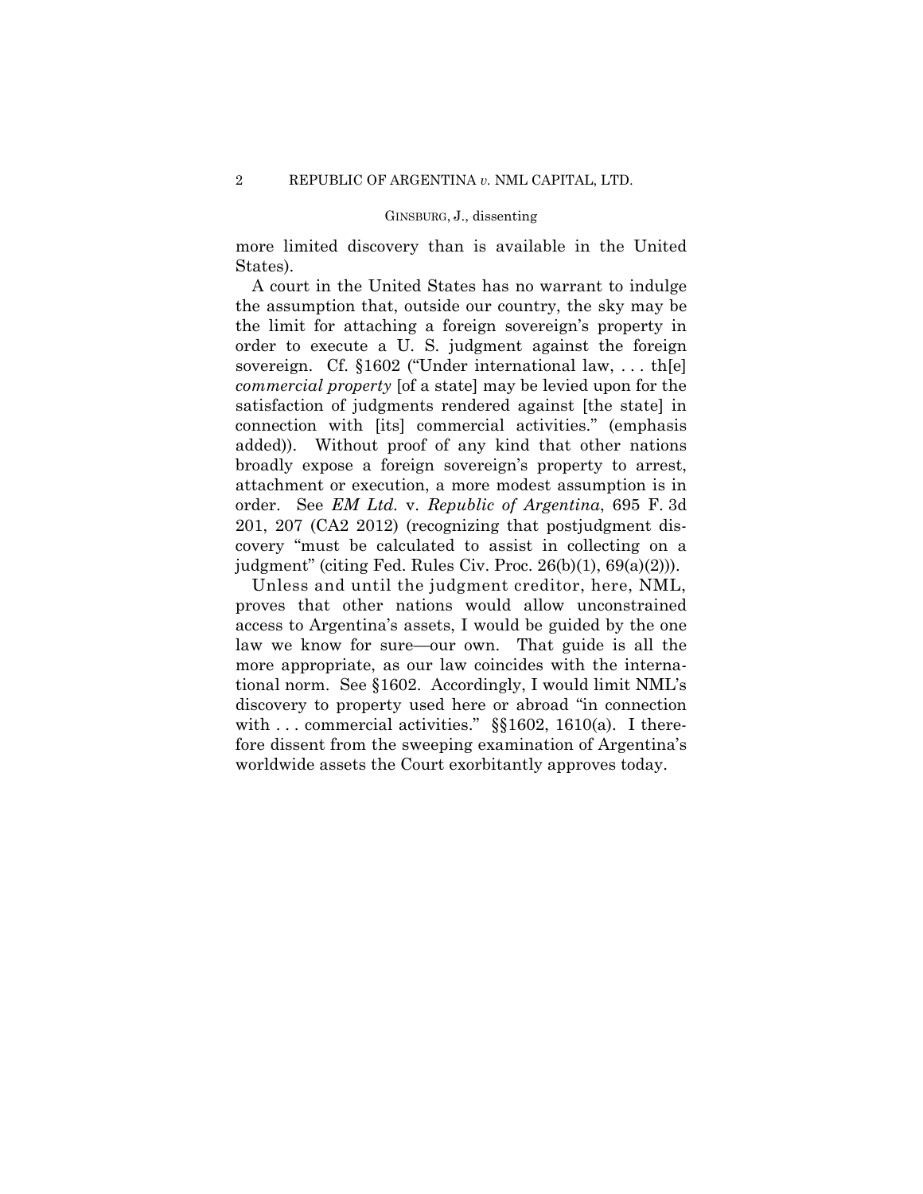more limited discovery than is available in the United States).

A court in the United States has no warrant to indulge the assumption that, outside our country, the sky may be the limit for attaching a foreign sovereign's property in order to execute a U. S. judgment against the foreign sovereign. Cf. §1602 ("Under international law, . . . th[e] *commercial property* [of a state] may be levied upon for the satisfaction of judgments rendered against [the state] in connection with [its] commercial activities." (emphasis added)). Without proof of any kind that other nations broadly expose a foreign sovereign's property to arrest, attachment or execution, a more modest assumption is in order. See *EM Ltd.* v. *Republic of Argentina*, 695 F. 3d 201, 207 (CA2 2012) (recognizing that postjudgment discovery "must be calculated to assist in collecting on a judgment" (citing Fed. Rules Civ. Proc. 26(b)(1), 69(a)(2))).

Unless and until the judgment creditor, here, NML, proves that other nations would allow unconstrained access to Argentina's assets, I would be guided by the one law we know for sure—our own. That guide is all the more appropriate, as our law coincides with the international norm. See §1602. Accordingly, I would limit NML's discovery to property used here or abroad "in connection with . . . commercial activities." §§1602, 1610(a). I therefore dissent from the sweeping examination of Argentina's worldwide assets the Court exorbitantly approves today.